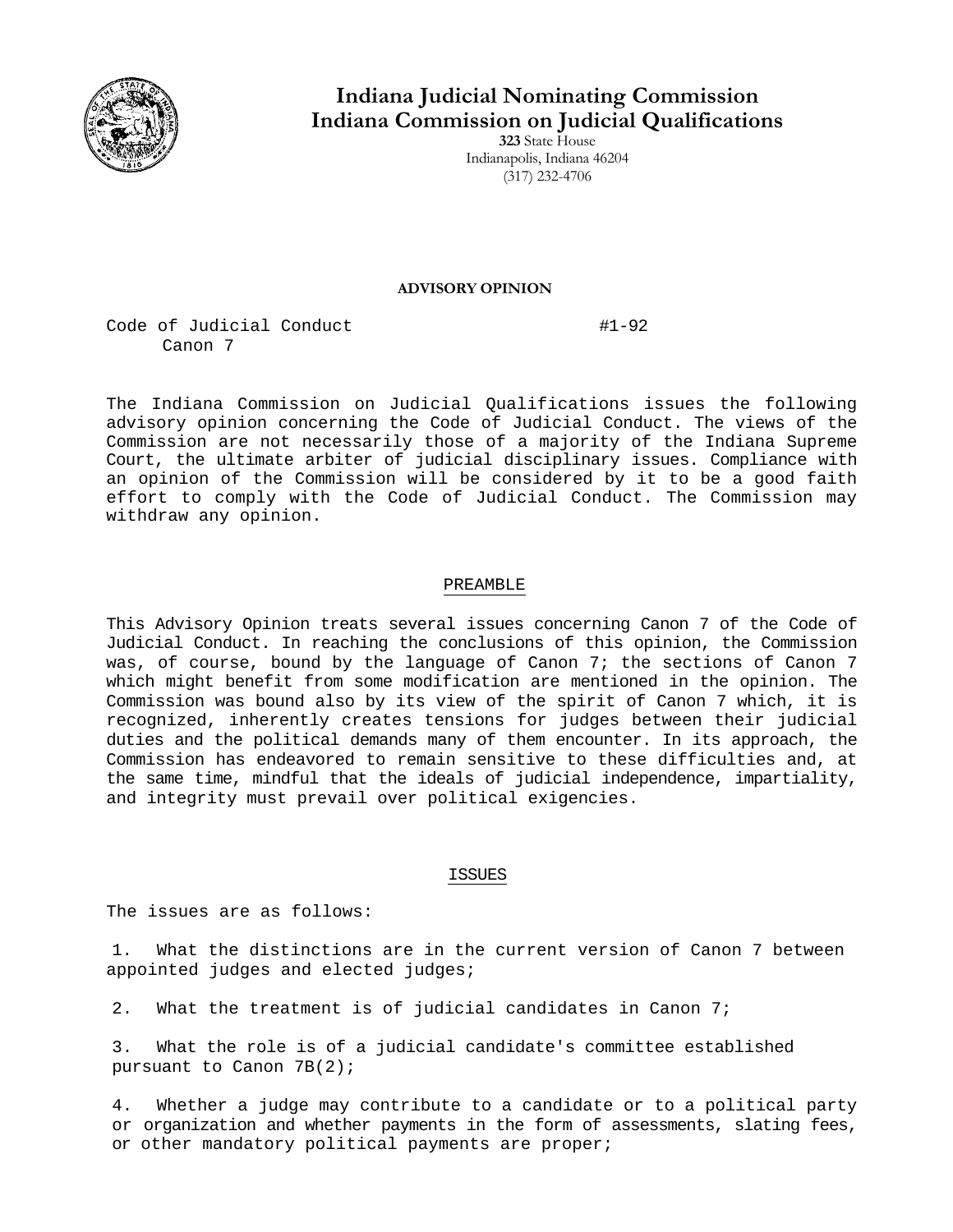# Indiana Judicial Nominating Commission
# Indiana Commission on Judicial Qualifications

**323** State House
Indianapolis, Indiana 46204
(317) 232-4706

**ADVISORY OPINION**

Code of Judicial Conduct — #1-92
Canon 7

The Indiana Commission on Judicial Qualifications issues the following advisory opinion concerning the Code of Judicial Conduct. The views of the Commission are not necessarily those of a majority of the Indiana Supreme Court, the ultimate arbiter of judicial disciplinary issues. Compliance with an opinion of the Commission will be considered by it to be a good faith effort to comply with the Code of Judicial Conduct. The Commission may withdraw any opinion.

## PREAMBLE

This Advisory Opinion treats several issues concerning Canon 7 of the Code of Judicial Conduct. In reaching the conclusions of this opinion, the Commission was, of course, bound by the language of Canon 7; the sections of Canon 7 which might benefit from some modification are mentioned in the opinion. The Commission was bound also by its view of the spirit of Canon 7 which, it is recognized, inherently creates tensions for judges between their judicial duties and the political demands many of them encounter. In its approach, the Commission has endeavored to remain sensitive to these difficulties and, at the same time, mindful that the ideals of judicial independence, impartiality, and integrity must prevail over political exigencies.

## ISSUES

The issues are as follows:

1. What the distinctions are in the current version of Canon 7 between appointed judges and elected judges;

2. What the treatment is of judicial candidates in Canon 7;

3. What the role is of a judicial candidate's committee established pursuant to Canon 7B(2);

4. Whether a judge may contribute to a candidate or to a political party or organization and whether payments in the form of assessments, slating fees, or other mandatory political payments are proper;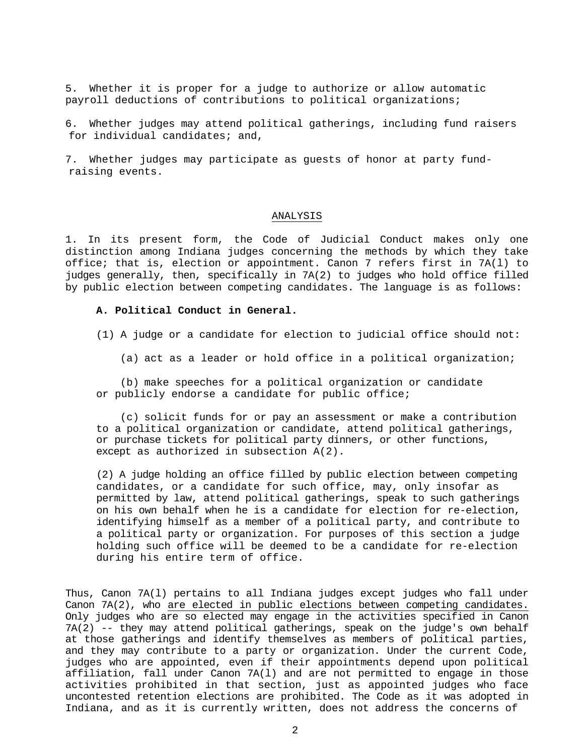5. Whether it is proper for a judge to authorize or allow automatic payroll deductions of contributions to political organizations;

6. Whether judges may attend political gatherings, including fund raisers for individual candidates; and,

7. Whether judges may participate as guests of honor at party fund-raising events.

## ANALYSIS

1. In its present form, the Code of Judicial Conduct makes only one distinction among Indiana judges concerning the methods by which they take office; that is, election or appointment. Canon 7 refers first in 7A(l) to judges generally, then, specifically in 7A(2) to judges who hold office filled by public election between competing candidates. The language is as follows:

> **A. Political Conduct in General.**
>
> (1) A judge or a candidate for election to judicial office should not:
>
> (a) act as a leader or hold office in a political organization;
>
> (b) make speeches for a political organization or candidate or publicly endorse a candidate for public office;
>
> (c) solicit funds for or pay an assessment or make a contribution to a political organization or candidate, attend political gatherings, or purchase tickets for political party dinners, or other functions, except as authorized in subsection A(2).
>
> (2) A judge holding an office filled by public election between competing candidates, or a candidate for such office, may, only insofar as permitted by law, attend political gatherings, speak to such gatherings on his own behalf when he is a candidate for election for re-election, identifying himself as a member of a political party, and contribute to a political party or organization. For purposes of this section a judge holding such office will be deemed to be a candidate for re-election during his entire term of office.

Thus, Canon 7A(l) pertains to all Indiana judges except judges who fall under Canon 7A(2), who <u>are elected in public elections between competing candidates.</u> Only judges who are so elected may engage in the activities specified in Canon 7A(2) -- they may attend political gatherings, speak on the judge's own behalf at those gatherings and identify themselves as members of political parties, and they may contribute to a party or organization. Under the current Code, judges who are appointed, even if their appointments depend upon political affiliation, fall under Canon 7A(l) and are not permitted to engage in those activities prohibited in that section, just as appointed judges who face uncontested retention elections are prohibited. The Code as it was adopted in Indiana, and as it is currently written, does not address the concerns of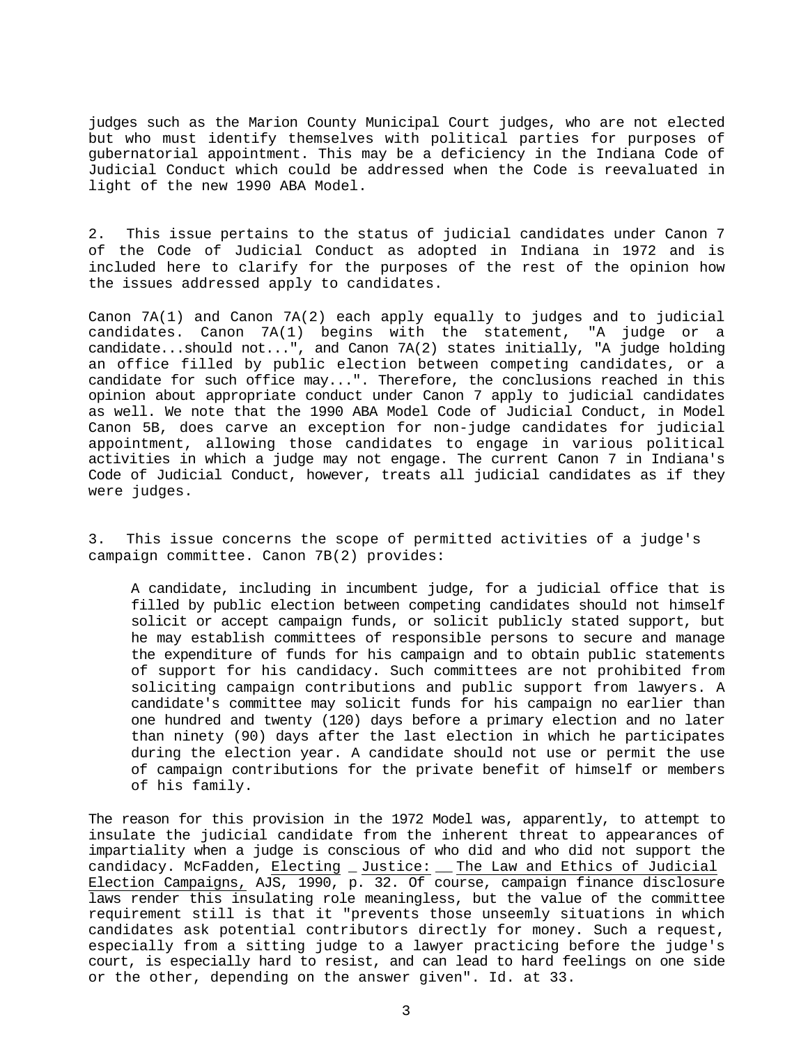judges such as the Marion County Municipal Court judges, who are not elected but who must identify themselves with political parties for purposes of gubernatorial appointment. This may be a deficiency in the Indiana Code of Judicial Conduct which could be addressed when the Code is reevaluated in light of the new 1990 ABA Model.

2. This issue pertains to the status of judicial candidates under Canon 7 of the Code of Judicial Conduct as adopted in Indiana in 1972 and is included here to clarify for the purposes of the rest of the opinion how the issues addressed apply to candidates.

Canon 7A(1) and Canon 7A(2) each apply equally to judges and to judicial candidates. Canon 7A(1) begins with the statement, "A judge or a candidate...should not...", and Canon 7A(2) states initially, "A judge holding an office filled by public election between competing candidates, or a candidate for such office may...". Therefore, the conclusions reached in this opinion about appropriate conduct under Canon 7 apply to judicial candidates as well. We note that the 1990 ABA Model Code of Judicial Conduct, in Model Canon 5B, does carve an exception for non-judge candidates for judicial appointment, allowing those candidates to engage in various political activities in which a judge may not engage. The current Canon 7 in Indiana's Code of Judicial Conduct, however, treats all judicial candidates as if they were judges.

3. This issue concerns the scope of permitted activities of a judge's campaign committee. Canon 7B(2) provides:

> A candidate, including in incumbent judge, for a judicial office that is filled by public election between competing candidates should not himself solicit or accept campaign funds, or solicit publicly stated support, but he may establish committees of responsible persons to secure and manage the expenditure of funds for his campaign and to obtain public statements of support for his candidacy. Such committees are not prohibited from soliciting campaign contributions and public support from lawyers. A candidate's committee may solicit funds for his campaign no earlier than one hundred and twenty (120) days before a primary election and no later than ninety (90) days after the last election in which he participates during the election year. A candidate should not use or permit the use of campaign contributions for the private benefit of himself or members of his family.

The reason for this provision in the 1972 Model was, apparently, to attempt to insulate the judicial candidate from the inherent threat to appearances of impartiality when a judge is conscious of who did and who did not support the candidacy. McFadden, Electing Justice: The Law and Ethics of Judicial Election Campaigns, AJS, 1990, p. 32. Of course, campaign finance disclosure laws render this insulating role meaningless, but the value of the committee requirement still is that it "prevents those unseemly situations in which candidates ask potential contributors directly for money. Such a request, especially from a sitting judge to a lawyer practicing before the judge's court, is especially hard to resist, and can lead to hard feelings on one side or the other, depending on the answer given". Id. at 33.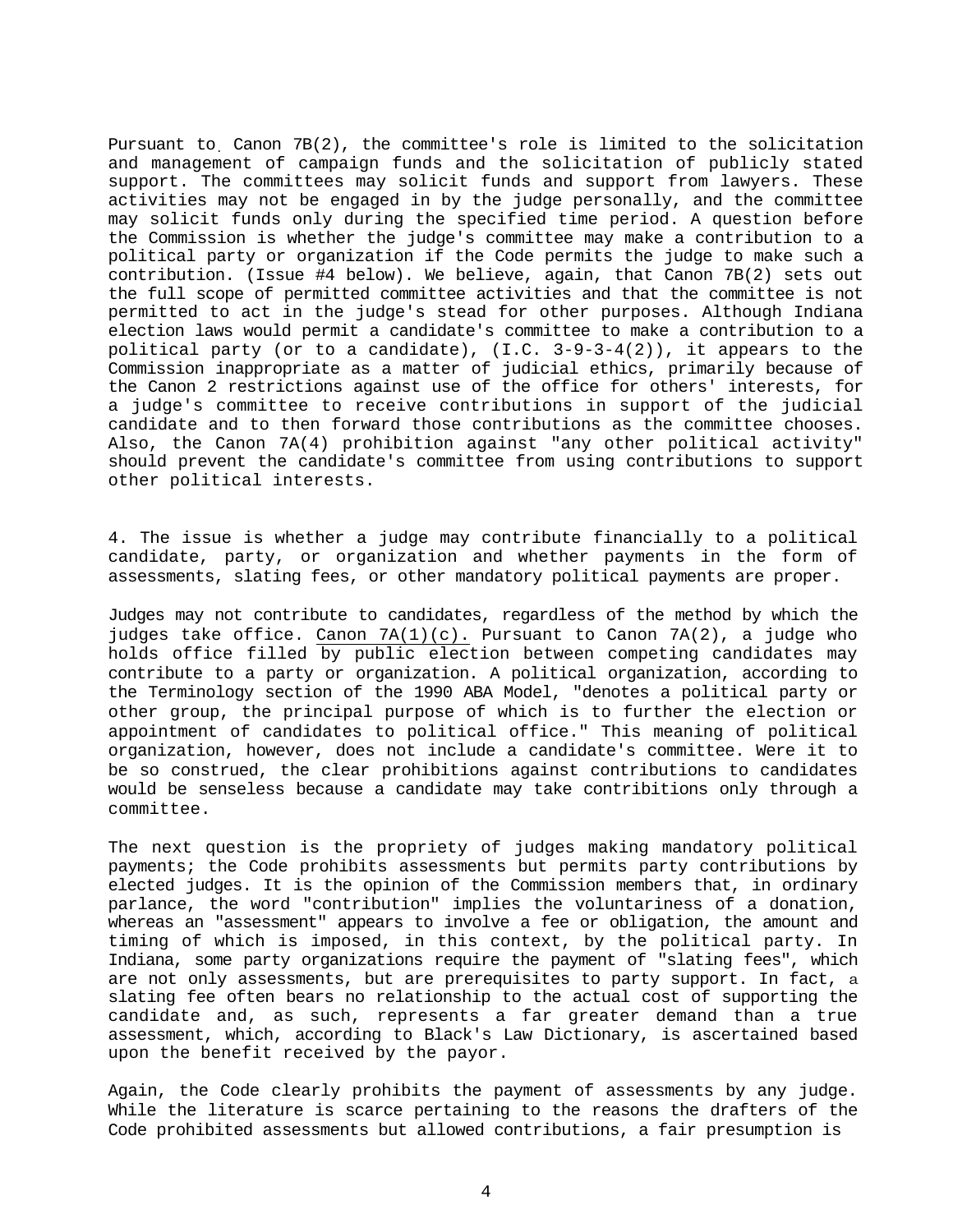Pursuant to Canon 7B(2), the committee's role is limited to the solicitation and management of campaign funds and the solicitation of publicly stated support. The committees may solicit funds and support from lawyers. These activities may not be engaged in by the judge personally, and the committee may solicit funds only during the specified time period. A question before the Commission is whether the judge's committee may make a contribution to a political party or organization if the Code permits the judge to make such a contribution. (Issue #4 below). We believe, again, that Canon 7B(2) sets out the full scope of permitted committee activities and that the committee is not permitted to act in the judge's stead for other purposes. Although Indiana election laws would permit a candidate's committee to make a contribution to a political party (or to a candidate), (I.C. 3-9-3-4(2)), it appears to the Commission inappropriate as a matter of judicial ethics, primarily because of the Canon 2 restrictions against use of the office for others' interests, for a judge's committee to receive contributions in support of the judicial candidate and to then forward those contributions as the committee chooses. Also, the Canon 7A(4) prohibition against "any other political activity" should prevent the candidate's committee from using contributions to support other political interests.

4. The issue is whether a judge may contribute financially to a political candidate, party, or organization and whether payments in the form of assessments, slating fees, or other mandatory political payments are proper.

Judges may not contribute to candidates, regardless of the method by which the judges take office. Canon 7A(1)(c). Pursuant to Canon 7A(2), a judge who holds office filled by public election between competing candidates may contribute to a party or organization. A political organization, according to the Terminology section of the 1990 ABA Model, "denotes a political party or other group, the principal purpose of which is to further the election or appointment of candidates to political office." This meaning of political organization, however, does not include a candidate's committee. Were it to be so construed, the clear prohibitions against contributions to candidates would be senseless because a candidate may take contribitions only through a committee.

The next question is the propriety of judges making mandatory political payments; the Code prohibits assessments but permits party contributions by elected judges. It is the opinion of the Commission members that, in ordinary parlance, the word "contribution" implies the voluntariness of a donation, whereas an "assessment" appears to involve a fee or obligation, the amount and timing of which is imposed, in this context, by the political party. In Indiana, some party organizations require the payment of "slating fees", which are not only assessments, but are prerequisites to party support. In fact, a slating fee often bears no relationship to the actual cost of supporting the candidate and, as such, represents a far greater demand than a true assessment, which, according to Black's Law Dictionary, is ascertained based upon the benefit received by the payor.

Again, the Code clearly prohibits the payment of assessments by any judge. While the literature is scarce pertaining to the reasons the drafters of the Code prohibited assessments but allowed contributions, a fair presumption is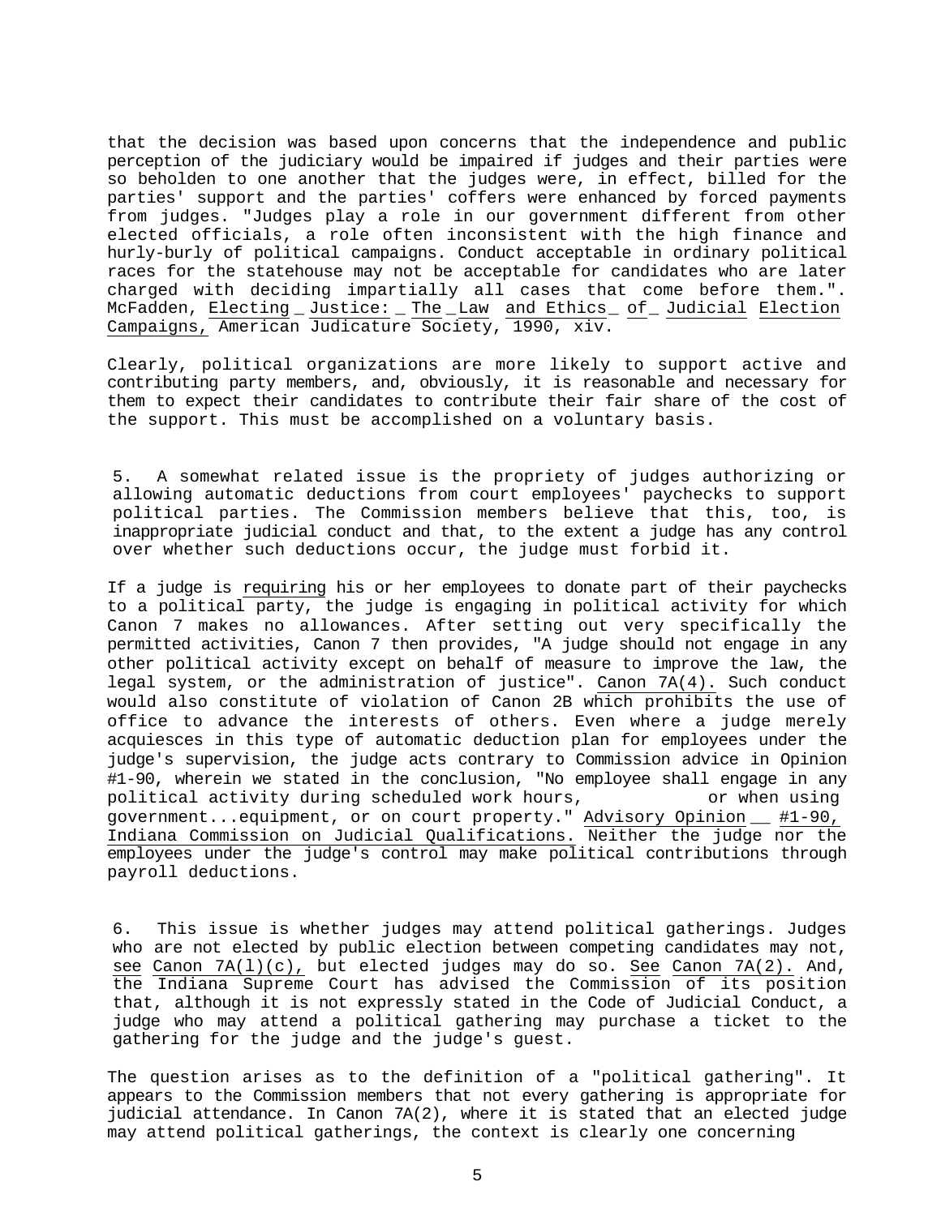that the decision was based upon concerns that the independence and public perception of the judiciary would be impaired if judges and their parties were so beholden to one another that the judges were, in effect, billed for the parties' support and the parties' coffers were enhanced by forced payments from judges. "Judges play a role in our government different from other elected officials, a role often inconsistent with the high finance and hurly-burly of political campaigns. Conduct acceptable in ordinary political races for the statehouse may not be acceptable for candidates who are later charged with deciding impartially all cases that come before them.". McFadden, Electing Justice: The Law and Ethics of Judicial Election Campaigns, American Judicature Society, 1990, xiv.

Clearly, political organizations are more likely to support active and contributing party members, and, obviously, it is reasonable and necessary for them to expect their candidates to contribute their fair share of the cost of the support. This must be accomplished on a voluntary basis.

5. A somewhat related issue is the propriety of judges authorizing or allowing automatic deductions from court employees' paychecks to support political parties. The Commission members believe that this, too, is inappropriate judicial conduct and that, to the extent a judge has any control over whether such deductions occur, the judge must forbid it.

If a judge is requiring his or her employees to donate part of their paychecks to a political party, the judge is engaging in political activity for which Canon 7 makes no allowances. After setting out very specifically the permitted activities, Canon 7 then provides, "A judge should not engage in any other political activity except on behalf of measure to improve the law, the legal system, or the administration of justice". Canon 7A(4). Such conduct would also constitute of violation of Canon 2B which prohibits the use of office to advance the interests of others. Even where a judge merely acquiesces in this type of automatic deduction plan for employees under the judge's supervision, the judge acts contrary to Commission advice in Opinion #1-90, wherein we stated in the conclusion, "No employee shall engage in any political activity during scheduled work hours, or when using government...equipment, or on court property." Advisory Opinion #1-90, Indiana Commission on Judicial Qualifications. Neither the judge nor the employees under the judge's control may make political contributions through payroll deductions.

6. This issue is whether judges may attend political gatherings. Judges who are not elected by public election between competing candidates may not, see Canon 7A(l)(c), but elected judges may do so. See Canon 7A(2). And, the Indiana Supreme Court has advised the Commission of its position that, although it is not expressly stated in the Code of Judicial Conduct, a judge who may attend a political gathering may purchase a ticket to the gathering for the judge and the judge's guest.

The question arises as to the definition of a "political gathering". It appears to the Commission members that not every gathering is appropriate for judicial attendance. In Canon 7A(2), where it is stated that an elected judge may attend political gatherings, the context is clearly one concerning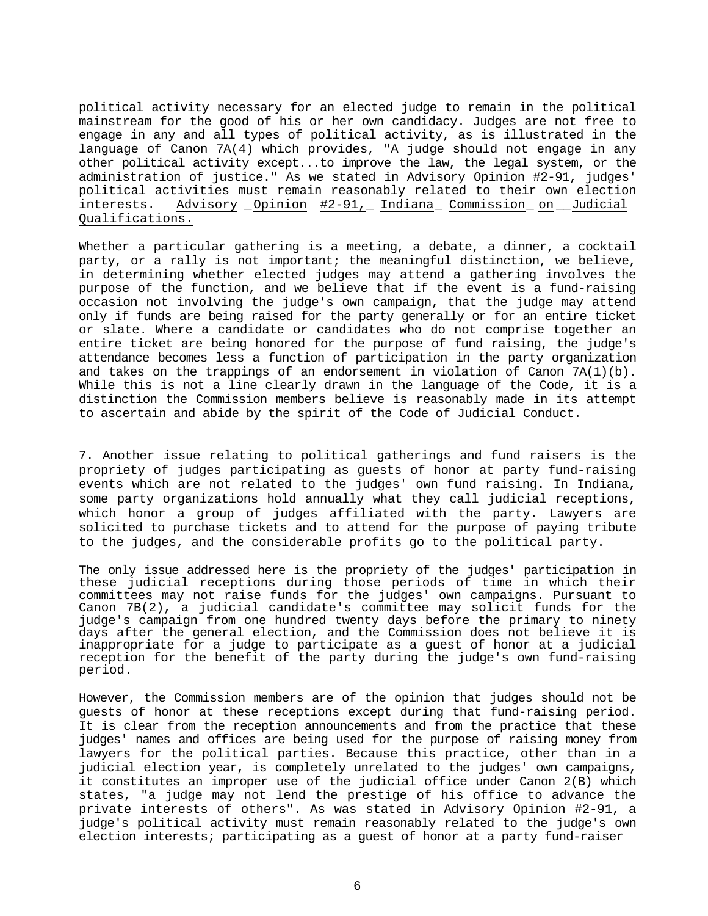political activity necessary for an elected judge to remain in the political mainstream for the good of his or her own candidacy. Judges are not free to engage in any and all types of political activity, as is illustrated in the language of Canon 7A(4) which provides, "A judge should not engage in any other political activity except...to improve the law, the legal system, or the administration of justice." As we stated in Advisory Opinion #2-91, judges' political activities must remain reasonably related to their own election interests. Advisory Opinion #2-91, Indiana Commission on Judicial Qualifications.

Whether a particular gathering is a meeting, a debate, a dinner, a cocktail party, or a rally is not important; the meaningful distinction, we believe, in determining whether elected judges may attend a gathering involves the purpose of the function, and we believe that if the event is a fund-raising occasion not involving the judge's own campaign, that the judge may attend only if funds are being raised for the party generally or for an entire ticket or slate. Where a candidate or candidates who do not comprise together an entire ticket are being honored for the purpose of fund raising, the judge's attendance becomes less a function of participation in the party organization and takes on the trappings of an endorsement in violation of Canon 7A(1)(b). While this is not a line clearly drawn in the language of the Code, it is a distinction the Commission members believe is reasonably made in its attempt to ascertain and abide by the spirit of the Code of Judicial Conduct.

7. Another issue relating to political gatherings and fund raisers is the propriety of judges participating as guests of honor at party fund-raising events which are not related to the judges' own fund raising. In Indiana, some party organizations hold annually what they call judicial receptions, which honor a group of judges affiliated with the party. Lawyers are solicited to purchase tickets and to attend for the purpose of paying tribute to the judges, and the considerable profits go to the political party.

The only issue addressed here is the propriety of the judges' participation in these judicial receptions during those periods of time in which their committees may not raise funds for the judges' own campaigns. Pursuant to Canon 7B(2), a judicial candidate's committee may solicit funds for the judge's campaign from one hundred twenty days before the primary to ninety days after the general election, and the Commission does not believe it is inappropriate for a judge to participate as a guest of honor at a judicial reception for the benefit of the party during the judge's own fund-raising period.

However, the Commission members are of the opinion that judges should not be guests of honor at these receptions except during that fund-raising period. It is clear from the reception announcements and from the practice that these judges' names and offices are being used for the purpose of raising money from lawyers for the political parties. Because this practice, other than in a judicial election year, is completely unrelated to the judges' own campaigns, it constitutes an improper use of the judicial office under Canon 2(B) which states, "a judge may not lend the prestige of his office to advance the private interests of others". As was stated in Advisory Opinion #2-91, a judge's political activity must remain reasonably related to the judge's own election interests; participating as a guest of honor at a party fund-raiser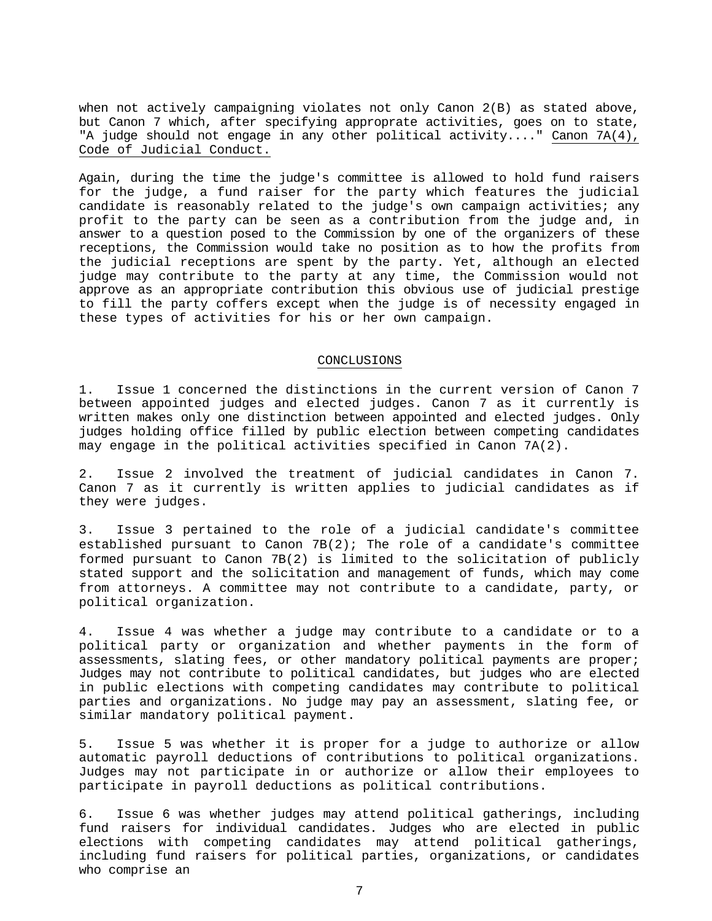when not actively campaigning violates not only Canon 2(B) as stated above, but Canon 7 which, after specifying approprate activities, goes on to state, "A judge should not engage in any other political activity...." Canon 7A(4), Code of Judicial Conduct.

Again, during the time the judge's committee is allowed to hold fund raisers for the judge, a fund raiser for the party which features the judicial candidate is reasonably related to the judge's own campaign activities; any profit to the party can be seen as a contribution from the judge and, in answer to a question posed to the Commission by one of the organizers of these receptions, the Commission would take no position as to how the profits from the judicial receptions are spent by the party. Yet, although an elected judge may contribute to the party at any time, the Commission would not approve as an appropriate contribution this obvious use of judicial prestige to fill the party coffers except when the judge is of necessity engaged in these types of activities for his or her own campaign.

## CONCLUSIONS

1. Issue 1 concerned the distinctions in the current version of Canon 7 between appointed judges and elected judges. Canon 7 as it currently is written makes only one distinction between appointed and elected judges. Only judges holding office filled by public election between competing candidates may engage in the political activities specified in Canon 7A(2).

2. Issue 2 involved the treatment of judicial candidates in Canon 7. Canon 7 as it currently is written applies to judicial candidates as if they were judges.

3. Issue 3 pertained to the role of a judicial candidate's committee established pursuant to Canon 7B(2); The role of a candidate's committee formed pursuant to Canon 7B(2) is limited to the solicitation of publicly stated support and the solicitation and management of funds, which may come from attorneys. A committee may not contribute to a candidate, party, or political organization.

4. Issue 4 was whether a judge may contribute to a candidate or to a political party or organization and whether payments in the form of assessments, slating fees, or other mandatory political payments are proper; Judges may not contribute to political candidates, but judges who are elected in public elections with competing candidates may contribute to political parties and organizations. No judge may pay an assessment, slating fee, or similar mandatory political payment.

5. Issue 5 was whether it is proper for a judge to authorize or allow automatic payroll deductions of contributions to political organizations. Judges may not participate in or authorize or allow their employees to participate in payroll deductions as political contributions.

6. Issue 6 was whether judges may attend political gatherings, including fund raisers for individual candidates. Judges who are elected in public elections with competing candidates may attend political gatherings, including fund raisers for political parties, organizations, or candidates who comprise an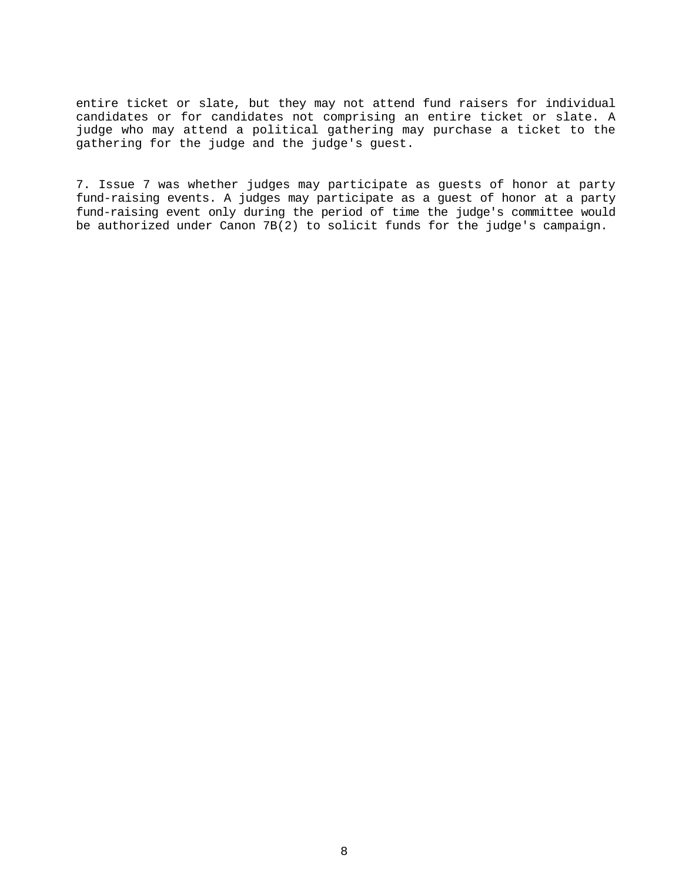entire ticket or slate, but they may not attend fund raisers for individual candidates or for candidates not comprising an entire ticket or slate. A judge who may attend a political gathering may purchase a ticket to the gathering for the judge and the judge's guest.

7. Issue 7 was whether judges may participate as guests of honor at party fund-raising events. A judges may participate as a guest of honor at a party fund-raising event only during the period of time the judge's committee would be authorized under Canon 7B(2) to solicit funds for the judge's campaign.